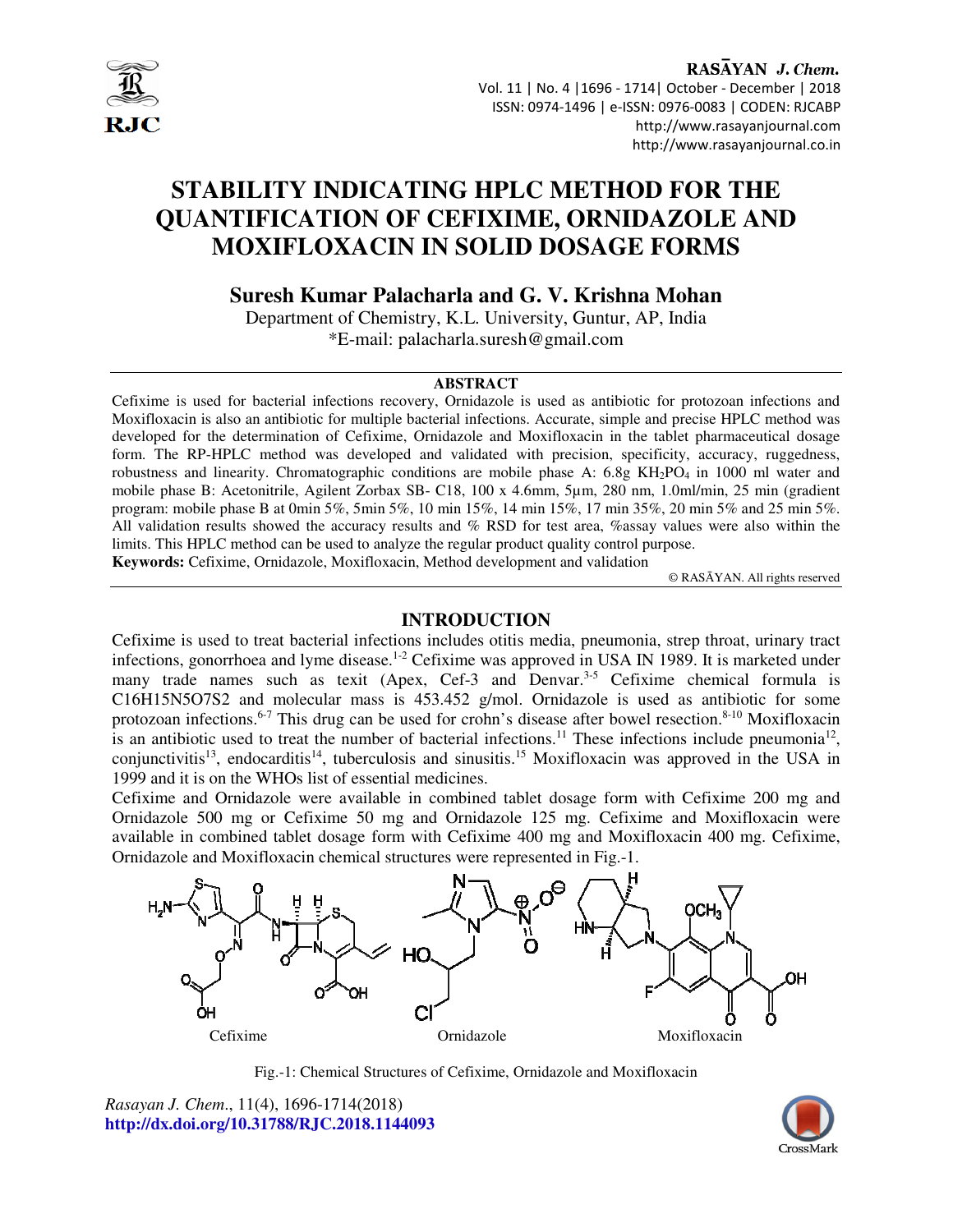# STABILITY INDICATING HPLC METHOD FOR THE QUANTIFICATION OF CEFIXIME, ORNIDAZOLE AND MOXIFLOXACIN IN SOLID DOSAGE FORMS

**Suresh Kumar Palacharla and G. V. Krishna Mohan**

Department of Chemistry, K.L. University, Guntur, AP, India

*E-mail: palacharla.suresh@gmail.com

## ABSTRACT

Cefixime is used for bacterial infections recovery, Ornidazole is used as antibiotic for protozoan infections and Moxifloxacin is also an antibiotic for multiple bacterial infections. Accurate, simple and precise HPLC method was developed for the determination of Cefixime, Ornidazole and Moxifloxacin in the tablet pharmaceutical dosage form. The RP-HPLC method was developed and validated with precision, specificity, accuracy, ruggedness, robustness and linearity. Chromatographic conditions are mobile phase A: 6.8g $KH_2PO_4$ in 1000 ml water and mobile phase B: Acetonitrile, Agilent Zorbax SB- C18, 100 x 4.6mm, 5μm, 280 nm, 1.0ml/min, 25 min (gradient program: mobile phase B at 0min 5%, 5min 5%, 10 min 15%, 14 min 15%, 17 min 35%, 20 min 5% and 25 min 5%. All validation results showed the accuracy results and % RSD for test area, %assay values were also within the limits. This HPLC method can be used to analyze the regular product quality control purpose.

**Keywords:** Cefixime, Ornidazole, Moxifloxacin, Method development and validation

© RASĀYAN. All rights reserved

## INTRODUCTION

Cefixime is used to treat bacterial infections includes otitis media, pneumonia, strep throat, urinary tract infections, gonorrhoea and lyme disease.[1-2] Cefixime was approved in USA IN 1989. It is marketed under many trade names such as texit (Apex, Cef-3 and Denvar.[3-5] Cefixime chemical formula is C16H15N5O7S2 and molecular mass is 453.452 g/mol. Ornidazole is used as antibiotic for some protozoan infections.[6-7] This drug can be used for crohn's disease after bowel resection.[8-10] Moxifloxacin is an antibiotic used to treat the number of bacterial infections.[11] These infections include pneumonia[12], conjunctivitis[13], endocarditis[14], tuberculosis and sinusitis.[15] Moxifloxacin was approved in the USA in 1999 and it is on the WHOs list of essential medicines.

Cefixime and Ornidazole were available in combined tablet dosage form with Cefixime 200 mg and Ornidazole 500 mg or Cefixime 50 mg and Ornidazole 125 mg. Cefixime and Moxifloxacin were available in combined tablet dosage form with Cefixime 400 mg and Moxifloxacin 400 mg. Cefixime, Ornidazole and Moxifloxacin chemical structures were represented in Fig.-1.

Cefixime | Ornidazole | Moxifloxacin

Fig.-1: Chemical Structures of Cefixime, Ornidazole and Moxifloxacin

*Rasayan J. Chem.*, 11(4), 1696-1714(2018)

**http://dx.doi.org/10.31788/RJC.2018.1144093**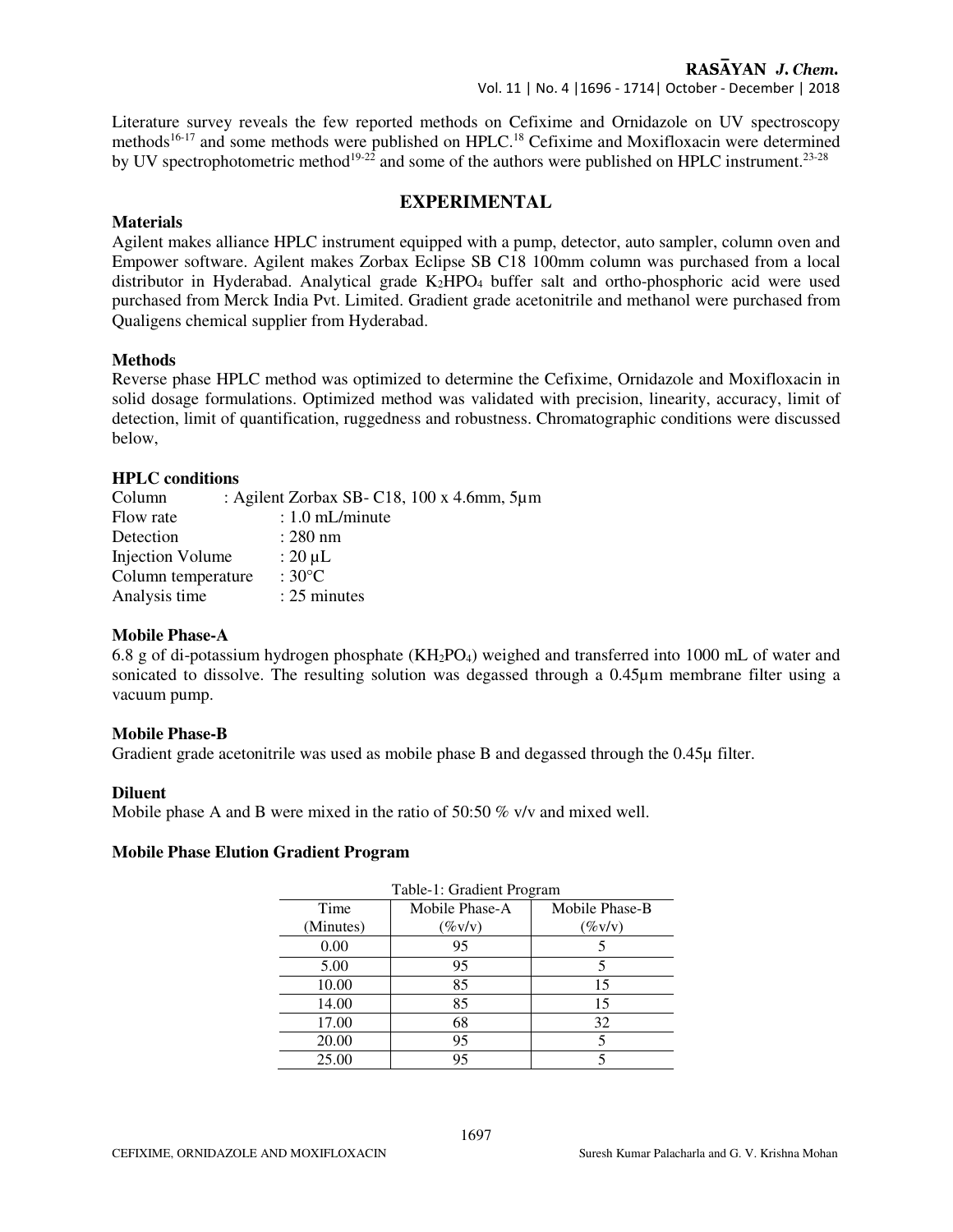Literature survey reveals the few reported methods on Cefixime and Ornidazole on UV spectroscopy methods[16-17] and some methods were published on HPLC.[18] Cefixime and Moxifloxacin were determined by UV spectrophotometric method[19-22] and some of the authors were published on HPLC instrument.[23-28]

## EXPERIMENTAL

### Materials

Agilent makes alliance HPLC instrument equipped with a pump, detector, auto sampler, column oven and Empower software. Agilent makes Zorbax Eclipse SB C18 100mm column was purchased from a local distributor in Hyderabad. Analytical grade $K_2HPO_4$ buffer salt and ortho-phosphoric acid were used purchased from Merck India Pvt. Limited. Gradient grade acetonitrile and methanol were purchased from Qualigens chemical supplier from Hyderabad.

### Methods

Reverse phase HPLC method was optimized to determine the Cefixime, Ornidazole and Moxifloxacin in solid dosage formulations. Optimized method was validated with precision, linearity, accuracy, limit of detection, limit of quantification, ruggedness and robustness. Chromatographic conditions were discussed below,

### HPLC conditions

Column : Agilent Zorbax SB- C18, 100 x 4.6mm, 5µm
Flow rate : 1.0 mL/minute
Detection : 280 nm
Injection Volume : 20 µL
Column temperature : 30°C
Analysis time : 25 minutes

### Mobile Phase-A

6.8 g of di-potassium hydrogen phosphate ($KH_2PO_4$) weighed and transferred into 1000 mL of water and sonicated to dissolve. The resulting solution was degassed through a 0.45µm membrane filter using a vacuum pump.

### Mobile Phase-B

Gradient grade acetonitrile was used as mobile phase B and degassed through the 0.45µ filter.

### Diluent

Mobile phase A and B were mixed in the ratio of 50:50 % v/v and mixed well.

### Mobile Phase Elution Gradient Program

Table-1: Gradient Program

| Time (Minutes) | Mobile Phase-A (%v/v) | Mobile Phase-B (%v/v) |
|---|---|---|
| 0.00 | 95 | 5 |
| 5.00 | 95 | 5 |
| 10.00 | 85 | 15 |
| 14.00 | 85 | 15 |
| 17.00 | 68 | 32 |
| 20.00 | 95 | 5 |
| 25.00 | 95 | 5 |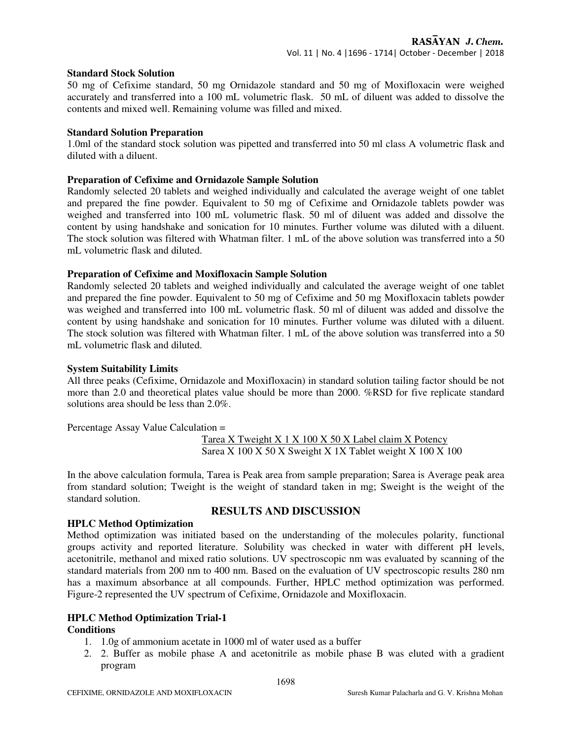**Standard Stock Solution**

50 mg of Cefixime standard, 50 mg Ornidazole standard and 50 mg of Moxifloxacin were weighed accurately and transferred into a 100 mL volumetric flask. 50 mL of diluent was added to dissolve the contents and mixed well. Remaining volume was filled and mixed.

**Standard Solution Preparation**

1.0ml of the standard stock solution was pipetted and transferred into 50 ml class A volumetric flask and diluted with a diluent.

**Preparation of Cefixime and Ornidazole Sample Solution**

Randomly selected 20 tablets and weighed individually and calculated the average weight of one tablet and prepared the fine powder. Equivalent to 50 mg of Cefixime and Ornidazole tablets powder was weighed and transferred into 100 mL volumetric flask. 50 ml of diluent was added and dissolve the content by using handshake and sonication for 10 minutes. Further volume was diluted with a diluent. The stock solution was filtered with Whatman filter. 1 mL of the above solution was transferred into a 50 mL volumetric flask and diluted.

**Preparation of Cefixime and Moxifloxacin Sample Solution**

Randomly selected 20 tablets and weighed individually and calculated the average weight of one tablet and prepared the fine powder. Equivalent to 50 mg of Cefixime and 50 mg Moxifloxacin tablets powder was weighed and transferred into 100 mL volumetric flask. 50 ml of diluent was added and dissolve the content by using handshake and sonication for 10 minutes. Further volume was diluted with a diluent. The stock solution was filtered with Whatman filter. 1 mL of the above solution was transferred into a 50 mL volumetric flask and diluted.

**System Suitability Limits**

All three peaks (Cefixime, Ornidazole and Moxifloxacin) in standard solution tailing factor should be not more than 2.0 and theoretical plates value should be more than 2000. %RSD for five replicate standard solutions area should be less than 2.0%.

Percentage Assay Value Calculation =

$$\frac{\text{Tarea} \times \text{Tweight} \times 1 \times 100 \times 50 \times \text{Label claim} \times \text{Potency}}{\text{Sarea} \times 100 \times 50 \times \text{Sweight} \times 1 \times \text{Tablet weight} \times 100 \times 100}$$

In the above calculation formula, Tarea is Peak area from sample preparation; Sarea is Average peak area from standard solution; Tweight is the weight of standard taken in mg; Sweight is the weight of the standard solution.

## RESULTS AND DISCUSSION

**HPLC Method Optimization**

Method optimization was initiated based on the understanding of the molecules polarity, functional groups activity and reported literature. Solubility was checked in water with different pH levels, acetonitrile, methanol and mixed ratio solutions. UV spectroscopic nm was evaluated by scanning of the standard materials from 200 nm to 400 nm. Based on the evaluation of UV spectroscopic results 280 nm has a maximum absorbance at all compounds. Further, HPLC method optimization was performed. Figure-2 represented the UV spectrum of Cefixime, Ornidazole and Moxifloxacin.

**HPLC Method Optimization Trial-1**

**Conditions**

1. 1.0g of ammonium acetate in 1000 ml of water used as a buffer
2. 2. Buffer as mobile phase A and acetonitrile as mobile phase B was eluted with a gradient program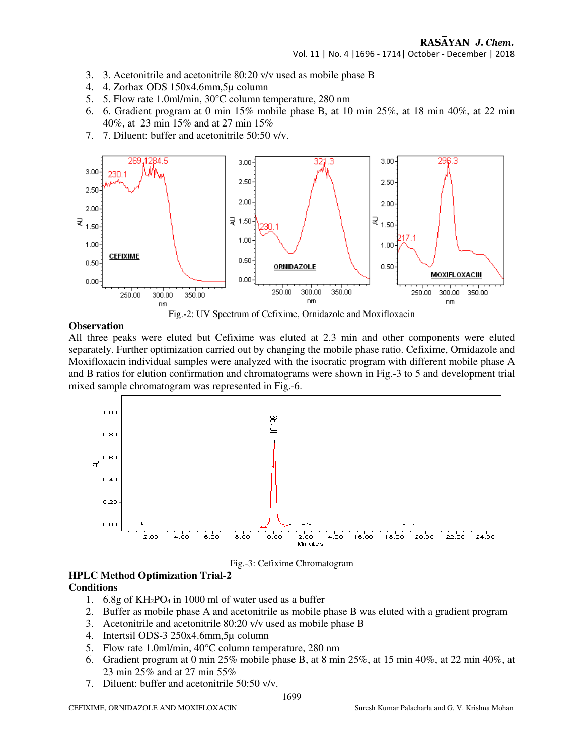3. 3. Acetonitrile and acetonitrile 80:20 v/v used as mobile phase B
4. 4. Zorbax ODS 150x4.6mm,5µ column
5. 5. Flow rate 1.0ml/min, 30°C column temperature, 280 nm
6. 6. Gradient program at 0 min 15% mobile phase B, at 10 min 25%, at 18 min 40%, at 22 min 40%, at 23 min 15% and at 27 min 15%
7. 7. Diluent: buffer and acetonitrile 50:50 v/v.

Fig.-2: UV Spectrum of Cefixime, Ornidazole and Moxifloxacin

**Observation**

All three peaks were eluted but Cefixime was eluted at 2.3 min and other components were eluted separately. Further optimization carried out by changing the mobile phase ratio. Cefixime, Ornidazole and Moxifloxacin individual samples were analyzed with the isocratic program with different mobile phase A and B ratios for elution confirmation and chromatograms were shown in Fig.-3 to 5 and development trial mixed sample chromatogram was represented in Fig.-6.

Fig.-3: Cefixime Chromatogram

**HPLC Method Optimization Trial-2**

**Conditions**

1. 6.8g of $KH_2PO_4$ in 1000 ml of water used as a buffer
2. Buffer as mobile phase A and acetonitrile as mobile phase B was eluted with a gradient program
3. Acetonitrile and acetonitrile 80:20 v/v used as mobile phase B
4. Intertsil ODS-3 250x4.6mm,5µ column
5. Flow rate 1.0ml/min, 40°C column temperature, 280 nm
6. Gradient program at 0 min 25% mobile phase B, at 8 min 25%, at 15 min 40%, at 22 min 40%, at 23 min 25% and at 27 min 55%
7. Diluent: buffer and acetonitrile 50:50 v/v.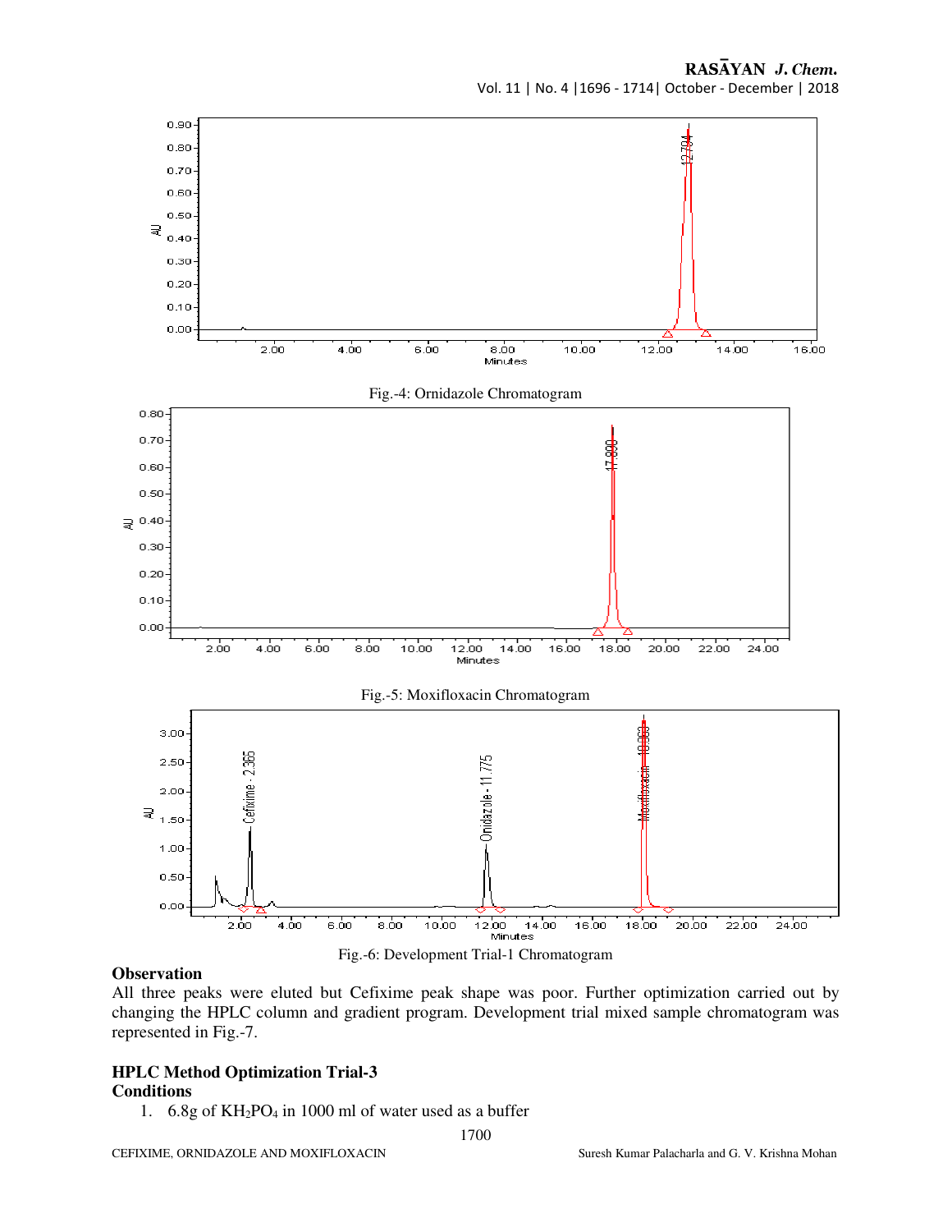Fig.-4: Ornidazole Chromatogram

Fig.-5: Moxifloxacin Chromatogram

Fig.-6: Development Trial-1 Chromatogram

**Observation**

All three peaks were eluted but Cefixime peak shape was poor. Further optimization carried out by changing the HPLC column and gradient program. Development trial mixed sample chromatogram was represented in Fig.-7.

**HPLC Method Optimization Trial-3**

**Conditions**

1. 6.8g of $KH_2PO_4$ in 1000 ml of water used as a buffer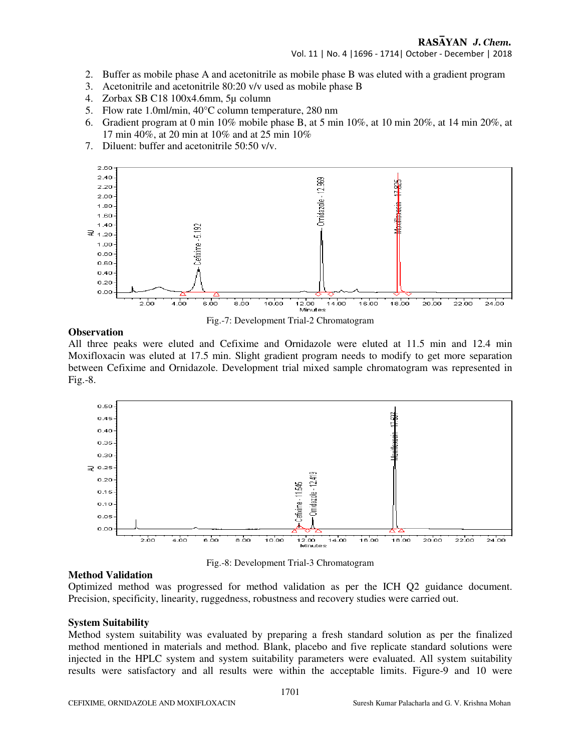2. Buffer as mobile phase A and acetonitrile as mobile phase B was eluted with a gradient program
3. Acetonitrile and acetonitrile 80:20 v/v used as mobile phase B
4. Zorbax SB C18 100x4.6mm, 5µ column
5. Flow rate 1.0ml/min, 40°C column temperature, 280 nm
6. Gradient program at 0 min 10% mobile phase B, at 5 min 10%, at 10 min 20%, at 14 min 20%, at 17 min 40%, at 20 min at 10% and at 25 min 10%
7. Diluent: buffer and acetonitrile 50:50 v/v.

Fig.-7: Development Trial-2 Chromatogram

**Observation**

All three peaks were eluted and Cefixime and Ornidazole were eluted at 11.5 min and 12.4 min Moxifloxacin was eluted at 17.5 min. Slight gradient program needs to modify to get more separation between Cefixime and Ornidazole. Development trial mixed sample chromatogram was represented in Fig.-8.

Fig.-8: Development Trial-3 Chromatogram

**Method Validation**

Optimized method was progressed for method validation as per the ICH Q2 guidance document. Precision, specificity, linearity, ruggedness, robustness and recovery studies were carried out.

**System Suitability**

Method system suitability was evaluated by preparing a fresh standard solution as per the finalized method mentioned in materials and method. Blank, placebo and five replicate standard solutions were injected in the HPLC system and system suitability parameters were evaluated. All system suitability results were satisfactory and all results were within the acceptable limits. Figure-9 and 10 were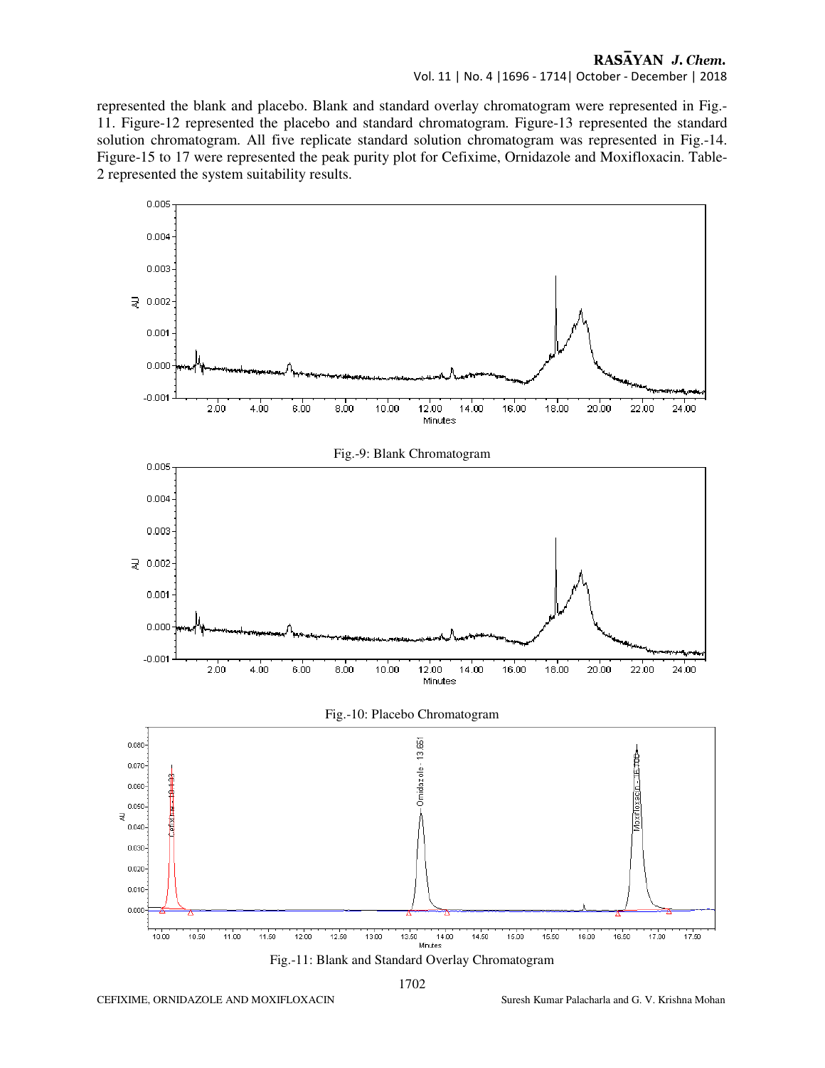represented the blank and placebo. Blank and standard overlay chromatogram were represented in Fig.-11. Figure-12 represented the placebo and standard chromatogram. Figure-13 represented the standard solution chromatogram. All five replicate standard solution chromatogram was represented in Fig.-14. Figure-15 to 17 were represented the peak purity plot for Cefixime, Ornidazole and Moxifloxacin. Table-2 represented the system suitability results.

Fig.-9: Blank Chromatogram

Fig.-10: Placebo Chromatogram

Fig.-11: Blank and Standard Overlay Chromatogram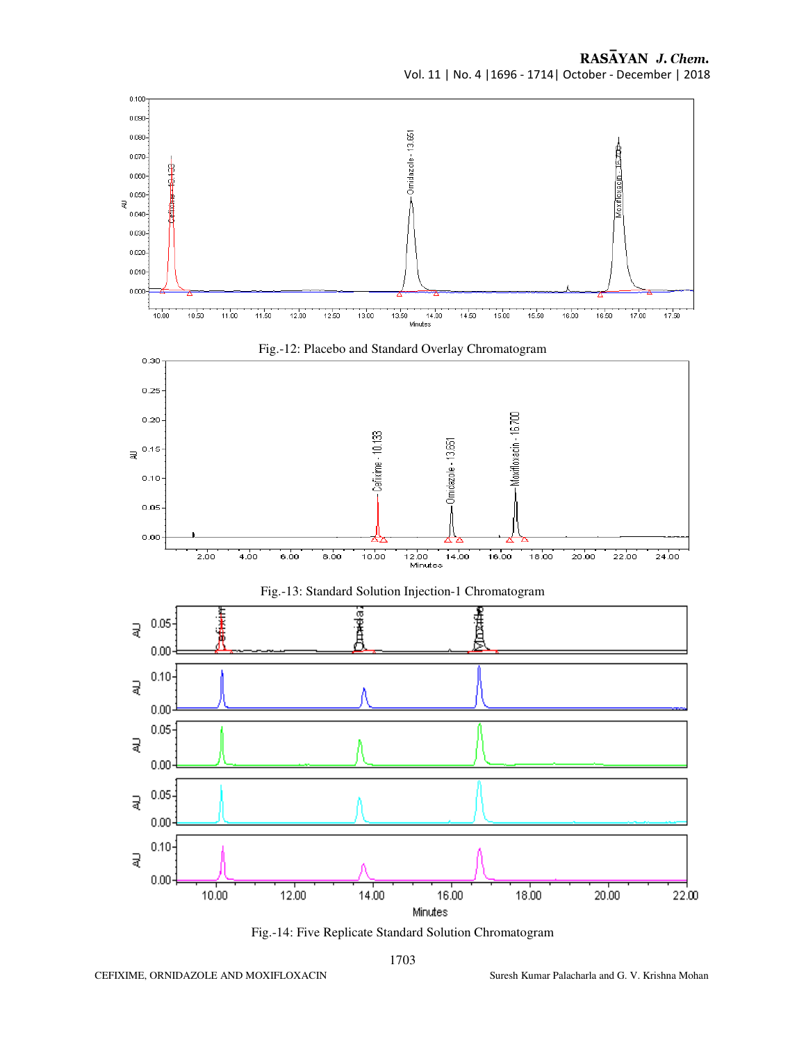Fig.-12: Placebo and Standard Overlay Chromatogram

Fig.-13: Standard Solution Injection-1 Chromatogram

Fig.-14: Five Replicate Standard Solution Chromatogram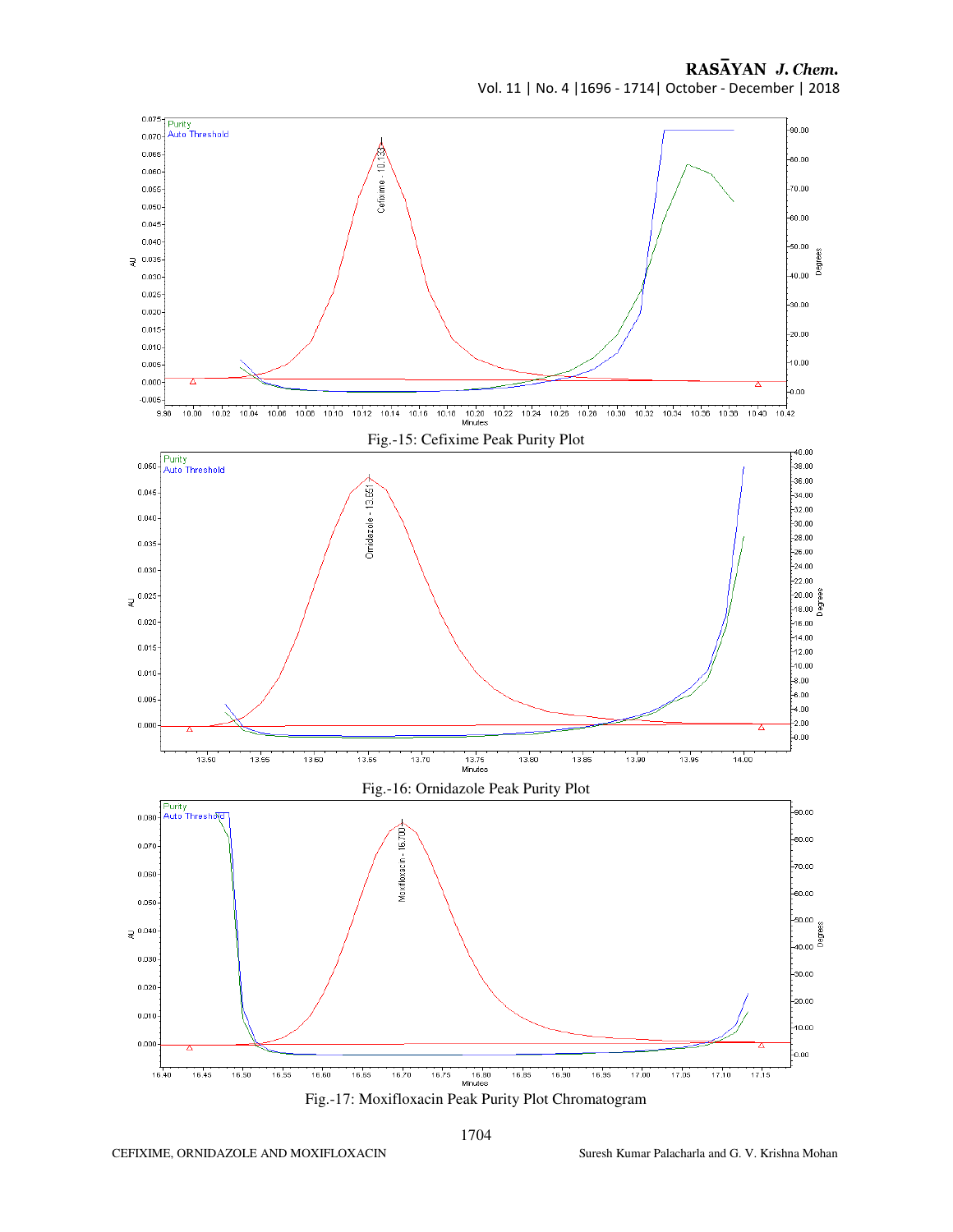Fig.-15: Cefixime Peak Purity Plot

Fig.-16: Ornidazole Peak Purity Plot

Fig.-17: Moxifloxacin Peak Purity Plot Chromatogram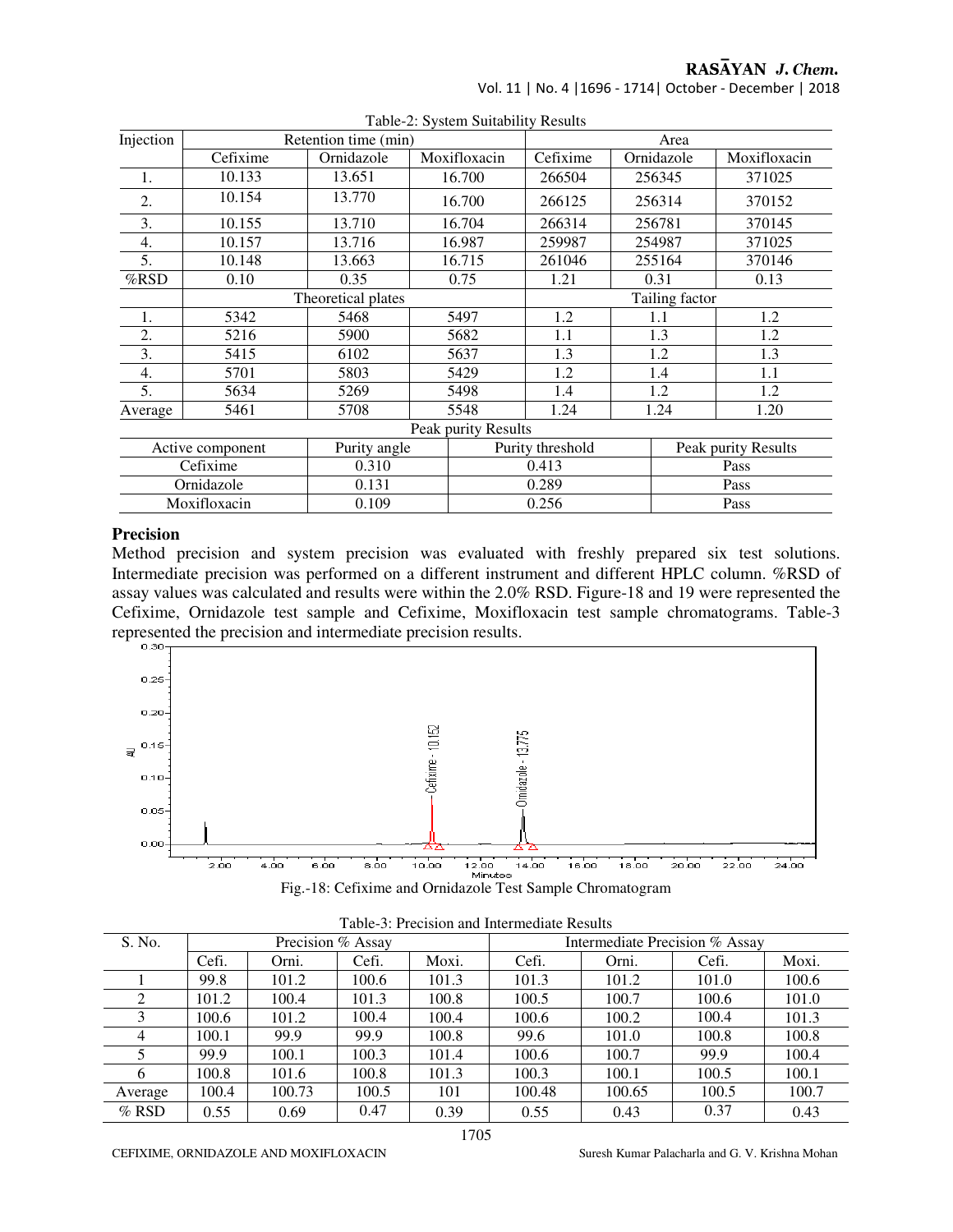Table-2: System Suitability Results

| Injection | Retention time (min) | | | Area | | |
|---|---|---|---|---|---|---|
| | Cefixime | Ornidazole | Moxifloxacin | Cefixime | Ornidazole | Moxifloxacin |
| 1. | 10.133 | 13.651 | 16.700 | 266504 | 256345 | 371025 |
| 2. | 10.154 | 13.770 | 16.700 | 266125 | 256314 | 370152 |
| 3. | 10.155 | 13.710 | 16.704 | 266314 | 256781 | 370145 |
| 4. | 10.157 | 13.716 | 16.987 | 259987 | 254987 | 371025 |
| 5. | 10.148 | 13.663 | 16.715 | 261046 | 255164 | 370146 |
| %RSD | 0.10 | 0.35 | 0.75 | 1.21 | 0.31 | 0.13 |
| | Theoretical plates | | | Tailing factor | | |
| 1. | 5342 | 5468 | 5497 | 1.2 | 1.1 | 1.2 |
| 2. | 5216 | 5900 | 5682 | 1.1 | 1.3 | 1.2 |
| 3. | 5415 | 6102 | 5637 | 1.3 | 1.2 | 1.3 |
| 4. | 5701 | 5803 | 5429 | 1.2 | 1.4 | 1.1 |
| 5. | 5634 | 5269 | 5498 | 1.4 | 1.2 | 1.2 |
| Average | 5461 | 5708 | 5548 | 1.24 | 1.24 | 1.20 |

Peak purity Results

| Active component | Purity angle | Purity threshold | Peak purity Results |
|---|---|---|---|
| Cefixime | 0.310 | 0.413 | Pass |
| Ornidazole | 0.131 | 0.289 | Pass |
| Moxifloxacin | 0.109 | 0.256 | Pass |

## Precision

Method precision and system precision was evaluated with freshly prepared six test solutions. Intermediate precision was performed on a different instrument and different HPLC column. %RSD of assay values was calculated and results were within the 2.0% RSD. Figure-18 and 19 were represented the Cefixime, Ornidazole test sample and Cefixime, Moxifloxacin test sample chromatograms. Table-3 represented the precision and intermediate precision results.

Fig.-18: Cefixime and Ornidazole Test Sample Chromatogram

Table-3: Precision and Intermediate Results

| S. No. | Precision % Assay | | | | Intermediate Precision % Assay | | | |
|---|---|---|---|---|---|---|---|---|
| | Cefi. | Orni. | Cefi. | Moxi. | Cefi. | Orni. | Cefi. | Moxi. |
| 1 | 99.8 | 101.2 | 100.6 | 101.3 | 101.3 | 101.2 | 101.0 | 100.6 |
| 2 | 101.2 | 100.4 | 101.3 | 100.8 | 100.5 | 100.7 | 100.6 | 101.0 |
| 3 | 100.6 | 101.2 | 100.4 | 100.4 | 100.6 | 100.2 | 100.4 | 101.3 |
| 4 | 100.1 | 99.9 | 99.9 | 100.8 | 99.6 | 101.0 | 100.8 | 100.8 |
| 5 | 99.9 | 100.1 | 100.3 | 101.4 | 100.6 | 100.7 | 99.9 | 100.4 |
| 6 | 100.8 | 101.6 | 100.8 | 101.3 | 100.3 | 100.1 | 100.5 | 100.1 |
| Average | 100.4 | 100.73 | 100.5 | 101 | 100.48 | 100.65 | 100.5 | 100.7 |
| % RSD | 0.55 | 0.69 | 0.47 | 0.39 | 0.55 | 0.43 | 0.37 | 0.43 |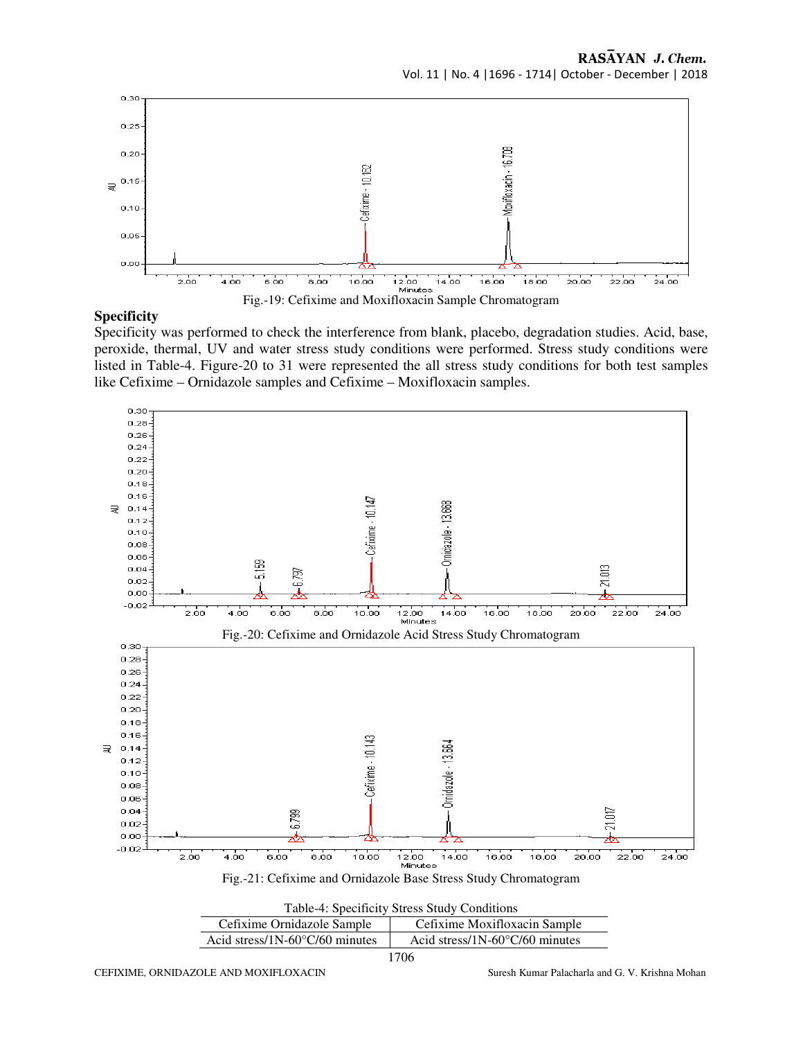Fig.-19: Cefixime and Moxifloxacin Sample Chromatogram

## Specificity

Specificity was performed to check the interference from blank, placebo, degradation studies. Acid, base, peroxide, thermal, UV and water stress study conditions were performed. Stress study conditions were listed in Table-4. Figure-20 to 31 were represented the all stress study conditions for both test samples like Cefixime – Ornidazole samples and Cefixime – Moxifloxacin samples.

Fig.-20: Cefixime and Ornidazole Acid Stress Study Chromatogram

Fig.-21: Cefixime and Ornidazole Base Stress Study Chromatogram

Table-4: Specificity Stress Study Conditions

| Cefixime Ornidazole Sample | Cefixime Moxifloxacin Sample |
|---|---|
| Acid stress/1N-60°C/60 minutes | Acid stress/1N-60°C/60 minutes |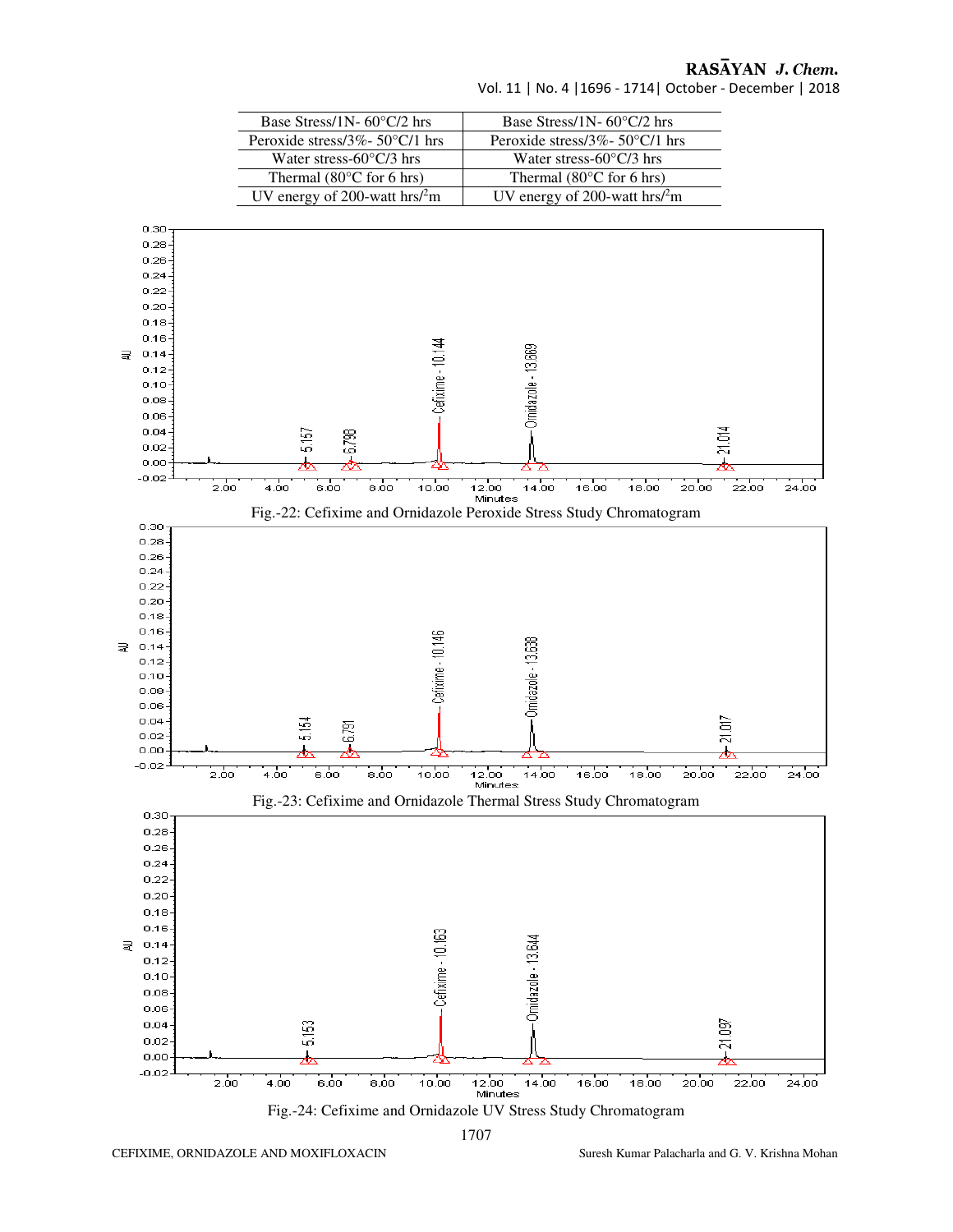| Base Stress/1N- 60°C/2 hrs | Base Stress/1N- 60°C/2 hrs |
|---|---|
| Peroxide stress/3%- 50°C/1 hrs | Peroxide stress/3%- 50°C/1 hrs |
| Water stress-60°C/3 hrs | Water stress-60°C/3 hrs |
| Thermal (80°C for 6 hrs) | Thermal (80°C for 6 hrs) |
| UV energy of 200-watt hrs/$^2$m | UV energy of 200-watt hrs/$^2$m |

Fig.-22: Cefixime and Ornidazole Peroxide Stress Study Chromatogram

Fig.-23: Cefixime and Ornidazole Thermal Stress Study Chromatogram

Fig.-24: Cefixime and Ornidazole UV Stress Study Chromatogram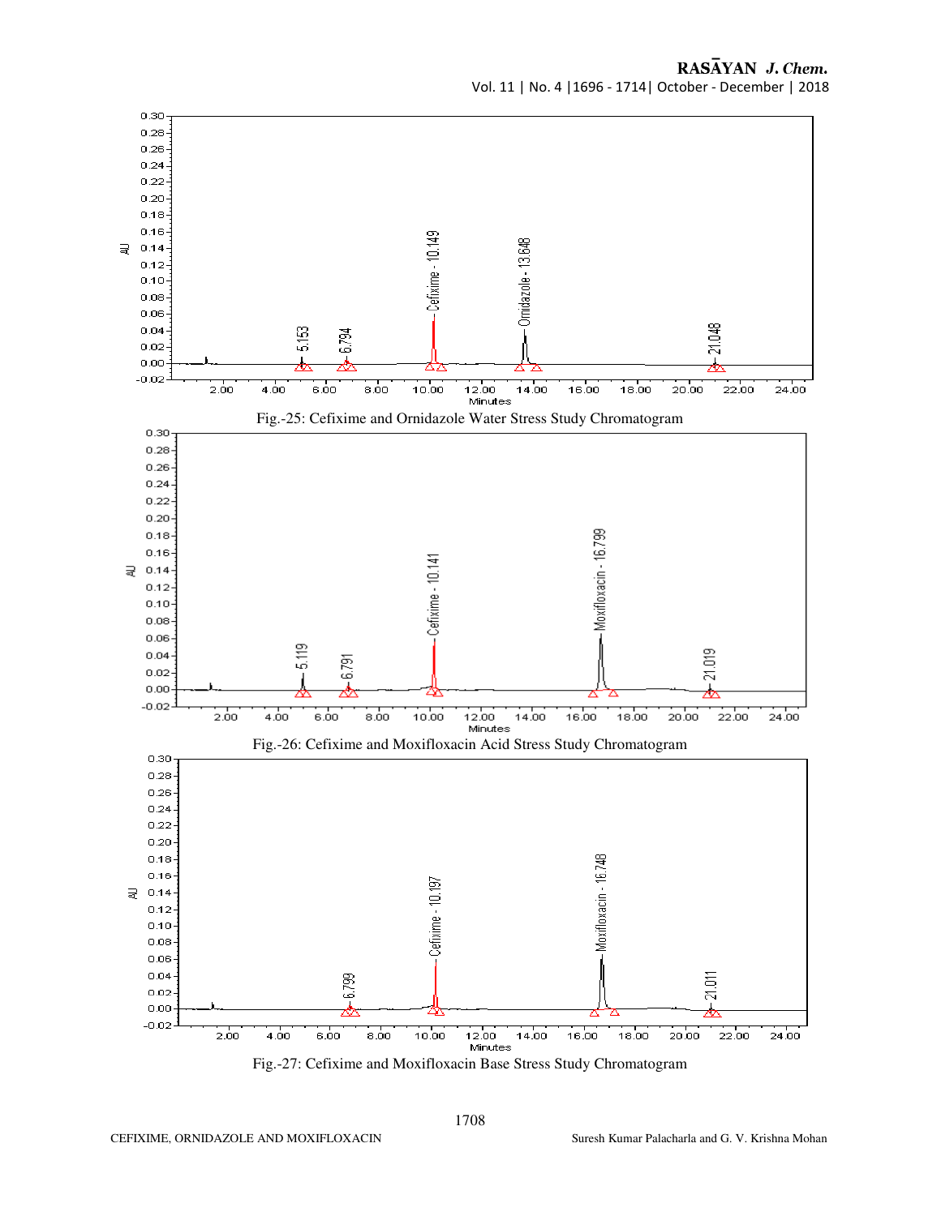Fig.-25: Cefixime and Ornidazole Water Stress Study Chromatogram

Fig.-26: Cefixime and Moxifloxacin Acid Stress Study Chromatogram

Fig.-27: Cefixime and Moxifloxacin Base Stress Study Chromatogram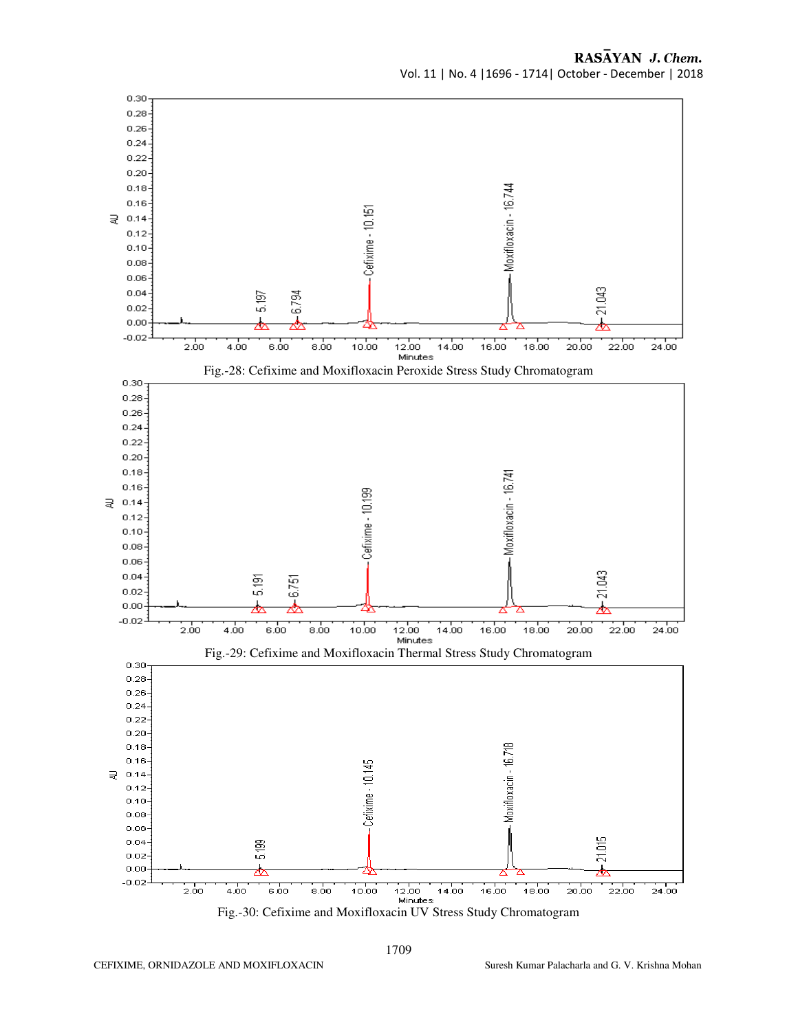Fig.-28: Cefixime and Moxifloxacin Peroxide Stress Study Chromatogram

Fig.-29: Cefixime and Moxifloxacin Thermal Stress Study Chromatogram

Fig.-30: Cefixime and Moxifloxacin UV Stress Study Chromatogram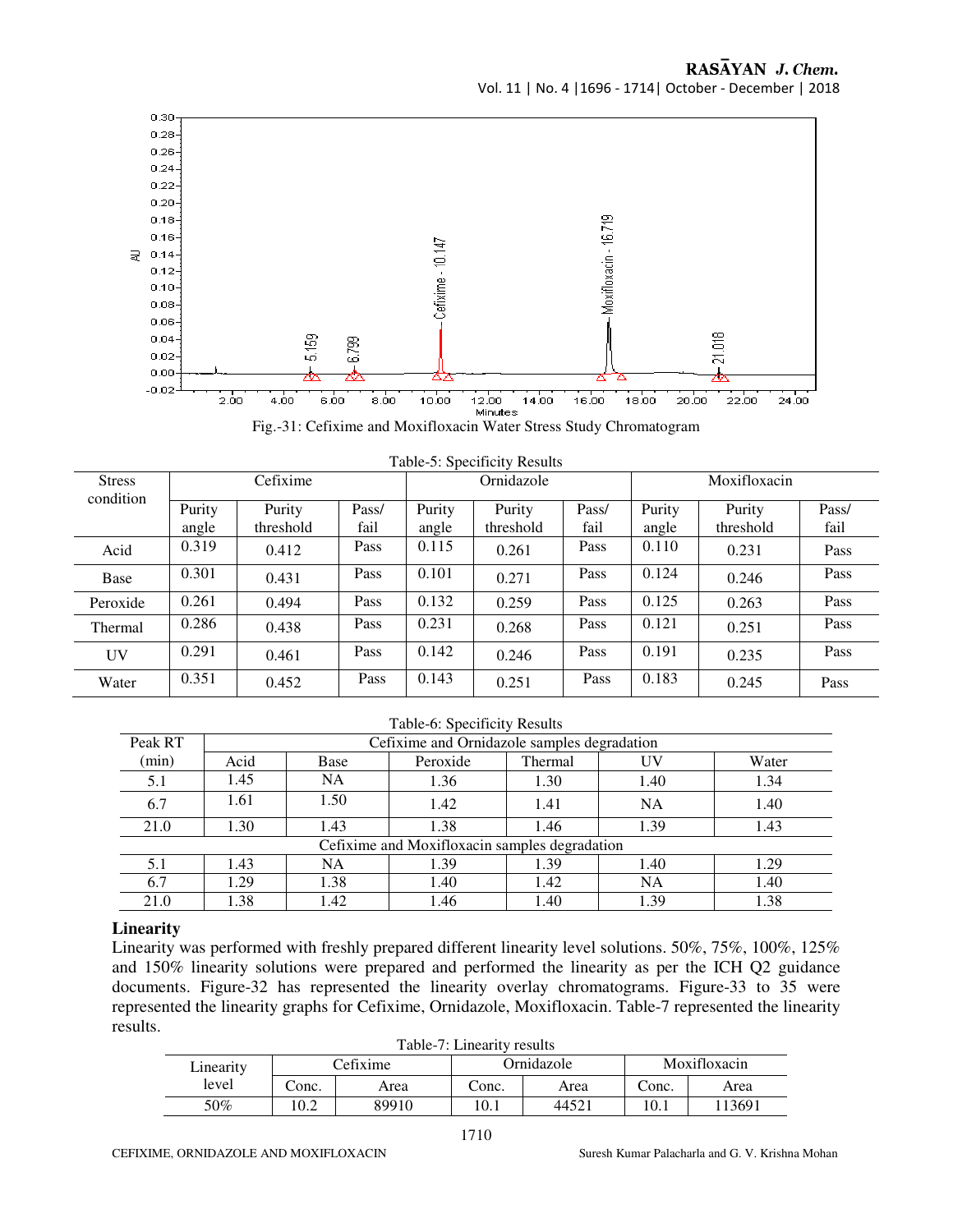Fig.-31: Cefixime and Moxifloxacin Water Stress Study Chromatogram

Table-5: Specificity Results

| Stress condition | Cefixime | | | Ornidazole | | | Moxifloxacin | | |
|---|---|---|---|---|---|---|---|---|---|
| | Purity angle | Purity threshold | Pass/ fail | Purity angle | Purity threshold | Pass/ fail | Purity angle | Purity threshold | Pass/ fail |
| Acid | 0.319 | 0.412 | Pass | 0.115 | 0.261 | Pass | 0.110 | 0.231 | Pass |
| Base | 0.301 | 0.431 | Pass | 0.101 | 0.271 | Pass | 0.124 | 0.246 | Pass |
| Peroxide | 0.261 | 0.494 | Pass | 0.132 | 0.259 | Pass | 0.125 | 0.263 | Pass |
| Thermal | 0.286 | 0.438 | Pass | 0.231 | 0.268 | Pass | 0.121 | 0.251 | Pass |
| UV | 0.291 | 0.461 | Pass | 0.142 | 0.246 | Pass | 0.191 | 0.235 | Pass |
| Water | 0.351 | 0.452 | Pass | 0.143 | 0.251 | Pass | 0.183 | 0.245 | Pass |

Table-6: Specificity Results

| Peak RT (min) | Cefixime and Ornidazole samples degradation | | | | | |
|---|---|---|---|---|---|---|
| | Acid | Base | Peroxide | Thermal | UV | Water |
| 5.1 | 1.45 | NA | 1.36 | 1.30 | 1.40 | 1.34 |
| 6.7 | 1.61 | 1.50 | 1.42 | 1.41 | NA | 1.40 |
| 21.0 | 1.30 | 1.43 | 1.38 | 1.46 | 1.39 | 1.43 |
| | Cefixime and Moxifloxacin samples degradation | | | | | |
| 5.1 | 1.43 | NA | 1.39 | 1.39 | 1.40 | 1.29 |
| 6.7 | 1.29 | 1.38 | 1.40 | 1.42 | NA | 1.40 |
| 21.0 | 1.38 | 1.42 | 1.46 | 1.40 | 1.39 | 1.38 |

## Linearity

Linearity was performed with freshly prepared different linearity level solutions. 50%, 75%, 100%, 125% and 150% linearity solutions were prepared and performed the linearity as per the ICH Q2 guidance documents. Figure-32 has represented the linearity overlay chromatograms. Figure-33 to 35 were represented the linearity graphs for Cefixime, Ornidazole, Moxifloxacin. Table-7 represented the linearity results.

Table-7: Linearity results

| Linearity level | Cefixime | | Ornidazole | | Moxifloxacin | |
|---|---|---|---|---|---|---|
| | Conc. | Area | Conc. | Area | Conc. | Area |
| 50% | 10.2 | 89910 | 10.1 | 44521 | 10.1 | 113691 |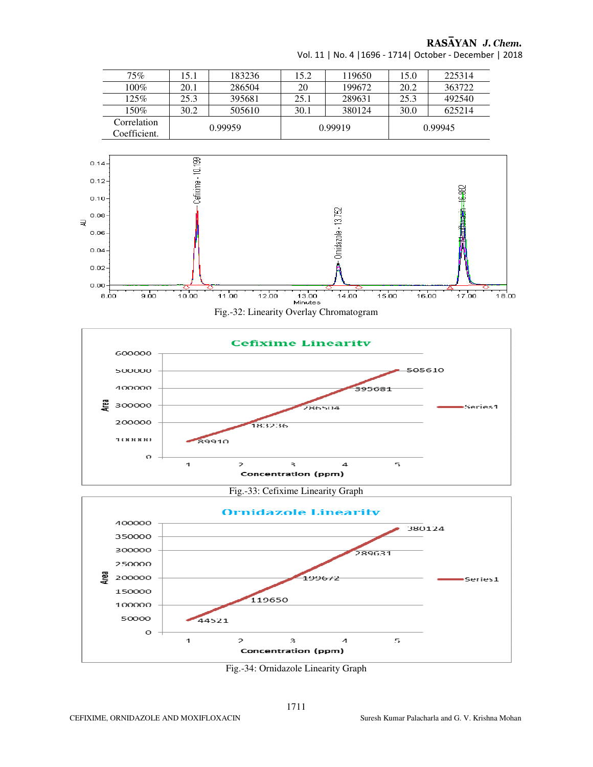| 75% | 15.1 | 183236 | 15.2 | 119650 | 15.0 | 225314 |
|---|---|---|---|---|---|---|
| 100% | 20.1 | 286504 | 20 | 199672 | 20.2 | 363722 |
| 125% | 25.3 | 395681 | 25.1 | 289631 | 25.3 | 492540 |
| 150% | 30.2 | 505610 | 30.1 | 380124 | 30.0 | 625214 |
| Correlation Coefficient. | 0.99959 | | 0.99919 | | 0.99945 | |

Fig.-32: Linearity Overlay Chromatogram

Fig.-33: Cefixime Linearity Graph

Fig.-34: Ornidazole Linearity Graph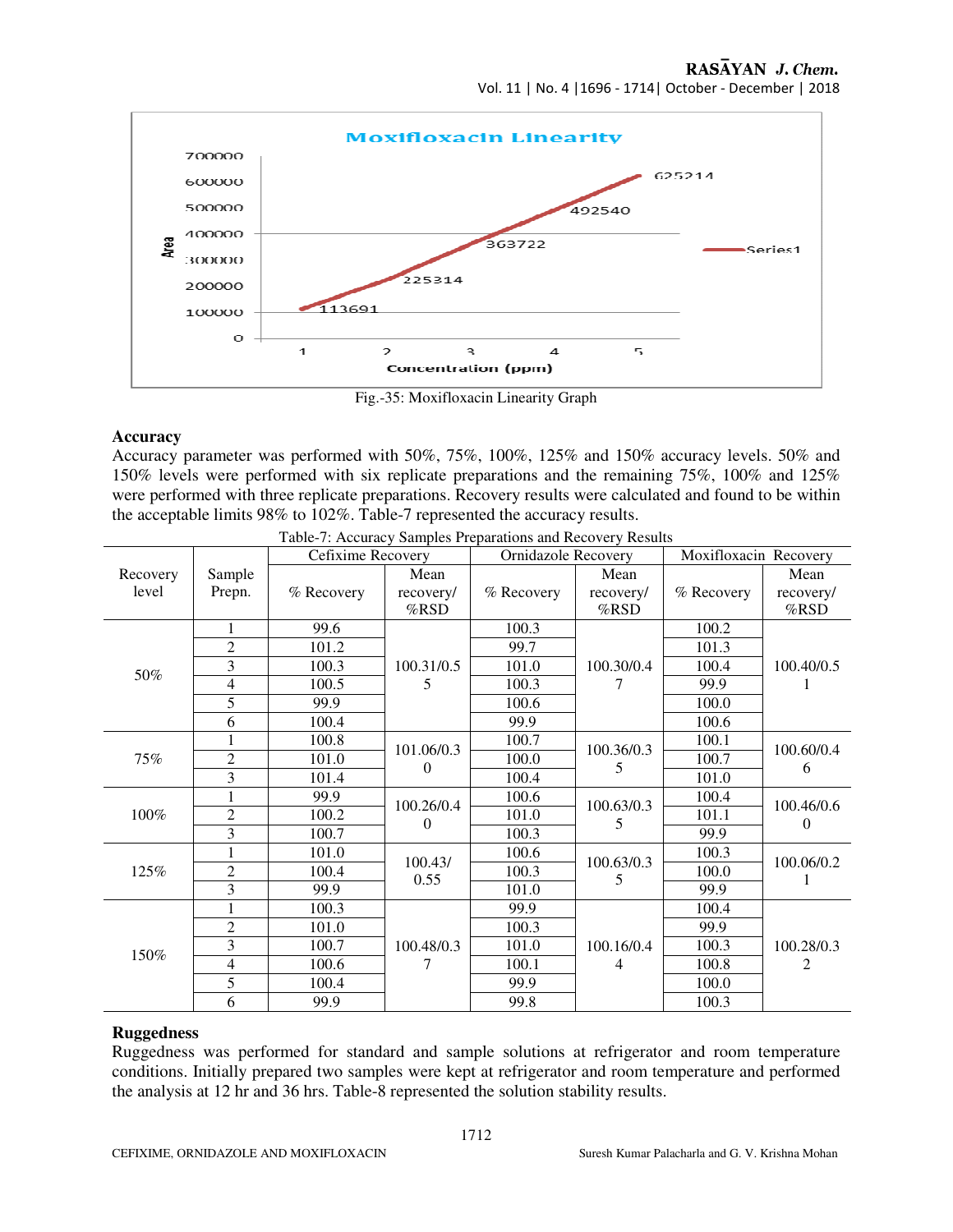Fig.-35: Moxifloxacin Linearity Graph

### Accuracy

Accuracy parameter was performed with 50%, 75%, 100%, 125% and 150% accuracy levels. 50% and 150% levels were performed with six replicate preparations and the remaining 75%, 100% and 125% were performed with three replicate preparations. Recovery results were calculated and found to be within the acceptable limits 98% to 102%. Table-7 represented the accuracy results.

Table-7: Accuracy Samples Preparations and Recovery Results

| Recovery level | Sample Prepn. | Cefixime Recovery | | Ornidazole Recovery | | Moxifloxacin Recovery | |
|---|---|---|---|---|---|---|---|
| | | % Recovery | Mean recovery/ %RSD | % Recovery | Mean recovery/ %RSD | % Recovery | Mean recovery/ %RSD |
| 50% | 1 | 99.6 | 100.31/0.55 | 100.3 | 100.30/0.47 | 100.2 | 100.40/0.51 |
| | 2 | 101.2 | | 99.7 | | 101.3 | |
| | 3 | 100.3 | | 101.0 | | 100.4 | |
| | 4 | 100.5 | | 100.3 | | 99.9 | |
| | 5 | 99.9 | | 100.6 | | 100.0 | |
| | 6 | 100.4 | | 99.9 | | 100.6 | |
| 75% | 1 | 100.8 | 101.06/0.30 | 100.7 | 100.36/0.35 | 100.1 | 100.60/0.46 |
| | 2 | 101.0 | | 100.0 | | 100.7 | |
| | 3 | 101.4 | | 100.4 | | 101.0 | |
| 100% | 1 | 99.9 | 100.26/0.40 | 100.6 | 100.63/0.35 | 100.4 | 100.46/0.60 |
| | 2 | 100.2 | | 101.0 | | 101.1 | |
| | 3 | 100.7 | | 100.3 | | 99.9 | |
| 125% | 1 | 101.0 | 100.43/ 0.55 | 100.6 | 100.63/0.35 | 100.3 | 100.06/0.21 |
| | 2 | 100.4 | | 100.3 | | 100.0 | |
| | 3 | 99.9 | | 101.0 | | 99.9 | |
| 150% | 1 | 100.3 | 100.48/0.37 | 99.9 | 100.16/0.44 | 100.4 | 100.28/0.32 |
| | 2 | 101.0 | | 100.3 | | 99.9 | |
| | 3 | 100.7 | | 101.0 | | 100.3 | |
| | 4 | 100.6 | | 100.1 | | 100.8 | |
| | 5 | 100.4 | | 99.9 | | 100.0 | |
| | 6 | 99.9 | | 99.8 | | 100.3 | |

### Ruggedness

Ruggedness was performed for standard and sample solutions at refrigerator and room temperature conditions. Initially prepared two samples were kept at refrigerator and room temperature and performed the analysis at 12 hr and 36 hrs. Table-8 represented the solution stability results.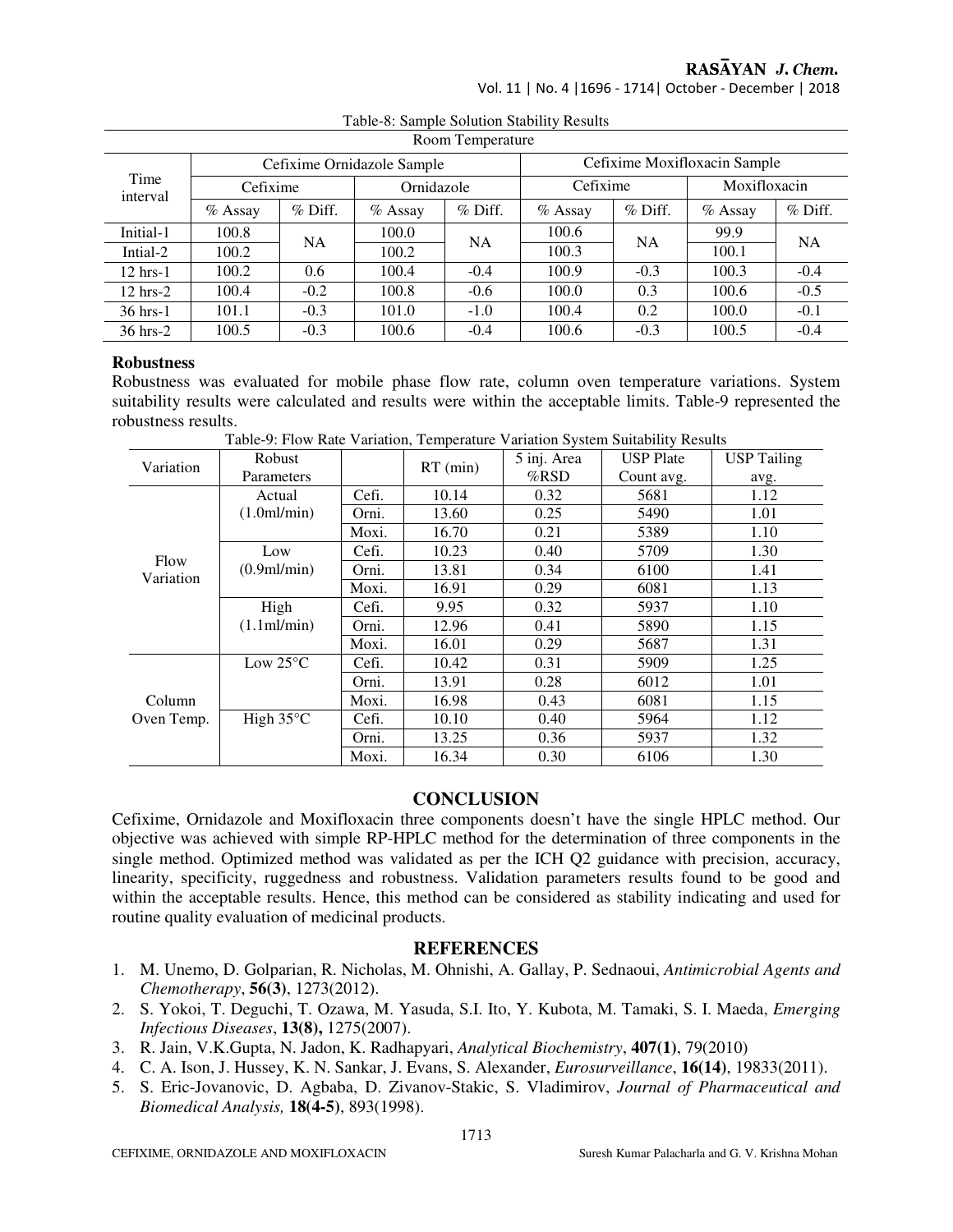Table-8: Sample Solution Stability Results

| Room Temperature | | | | | | | | |
|---|---|---|---|---|---|---|---|---|
| Time interval | Cefixime Ornidazole Sample | | | | Cefixime Moxifloxacin Sample | | | |
| | Cefixime | | Ornidazole | | Cefixime | | Moxifloxacin | |
| | % Assay | % Diff. | % Assay | % Diff. | % Assay | % Diff. | % Assay | % Diff. |
| Initial-1 | 100.8 | NA | 100.0 | NA | 100.6 | NA | 99.9 | NA |
| Intial-2 | 100.2 | | 100.2 | | 100.3 | | 100.1 | |
| 12 hrs-1 | 100.2 | 0.6 | 100.4 | -0.4 | 100.9 | -0.3 | 100.3 | -0.4 |
| 12 hrs-2 | 100.4 | -0.2 | 100.8 | -0.6 | 100.0 | 0.3 | 100.6 | -0.5 |
| 36 hrs-1 | 101.1 | -0.3 | 101.0 | -1.0 | 100.4 | 0.2 | 100.0 | -0.1 |
| 36 hrs-2 | 100.5 | -0.3 | 100.6 | -0.4 | 100.6 | -0.3 | 100.5 | -0.4 |

**Robustness**

Robustness was evaluated for mobile phase flow rate, column oven temperature variations. System suitability results were calculated and results were within the acceptable limits. Table-9 represented the robustness results.

Table-9: Flow Rate Variation, Temperature Variation System Suitability Results

| Variation | Robust Parameters | | RT (min) | 5 inj. Area %RSD | USP Plate Count avg. | USP Tailing avg. |
|---|---|---|---|---|---|---|
| Flow Variation | Actual (1.0ml/min) | Cefi. | 10.14 | 0.32 | 5681 | 1.12 |
| | | Orni. | 13.60 | 0.25 | 5490 | 1.01 |
| | | Moxi. | 16.70 | 0.21 | 5389 | 1.10 |
| | Low (0.9ml/min) | Cefi. | 10.23 | 0.40 | 5709 | 1.30 |
| | | Orni. | 13.81 | 0.34 | 6100 | 1.41 |
| | | Moxi. | 16.91 | 0.29 | 6081 | 1.13 |
| | High (1.1ml/min) | Cefi. | 9.95 | 0.32 | 5937 | 1.10 |
| | | Orni. | 12.96 | 0.41 | 5890 | 1.15 |
| | | Moxi. | 16.01 | 0.29 | 5687 | 1.31 |
| Column Oven Temp. | Low 25°C | Cefi. | 10.42 | 0.31 | 5909 | 1.25 |
| | | Orni. | 13.91 | 0.28 | 6012 | 1.01 |
| | | Moxi. | 16.98 | 0.43 | 6081 | 1.15 |
| | High 35°C | Cefi. | 10.10 | 0.40 | 5964 | 1.12 |
| | | Orni. | 13.25 | 0.36 | 5937 | 1.32 |
| | | Moxi. | 16.34 | 0.30 | 6106 | 1.30 |

## CONCLUSION

Cefixime, Ornidazole and Moxifloxacin three components doesn't have the single HPLC method. Our objective was achieved with simple RP-HPLC method for the determination of three components in the single method. Optimized method was validated as per the ICH Q2 guidance with precision, accuracy, linearity, specificity, ruggedness and robustness. Validation parameters results found to be good and within the acceptable results. Hence, this method can be considered as stability indicating and used for routine quality evaluation of medicinal products.

## REFERENCES

1. M. Unemo, D. Golparian, R. Nicholas, M. Ohnishi, A. Gallay, P. Sednaoui, *Antimicrobial Agents and Chemotherapy*, **56(3)**, 1273(2012).
2. S. Yokoi, T. Deguchi, T. Ozawa, M. Yasuda, S.I. Ito, Y. Kubota, M. Tamaki, S. I. Maeda, *Emerging Infectious Diseases*, **13(8),** 1275(2007).
3. R. Jain, V.K.Gupta, N. Jadon, K. Radhapyari, *Analytical Biochemistry*, **407(1)**, 79(2010)
4. C. A. Ison, J. Hussey, K. N. Sankar, J. Evans, S. Alexander, *Eurosurveillance*, **16(14)**, 19833(2011).
5. S. Eric-Jovanovic, D. Agbaba, D. Zivanov-Stakic, S. Vladimirov, *Journal of Pharmaceutical and Biomedical Analysis,* **18(4-5)**, 893(1998).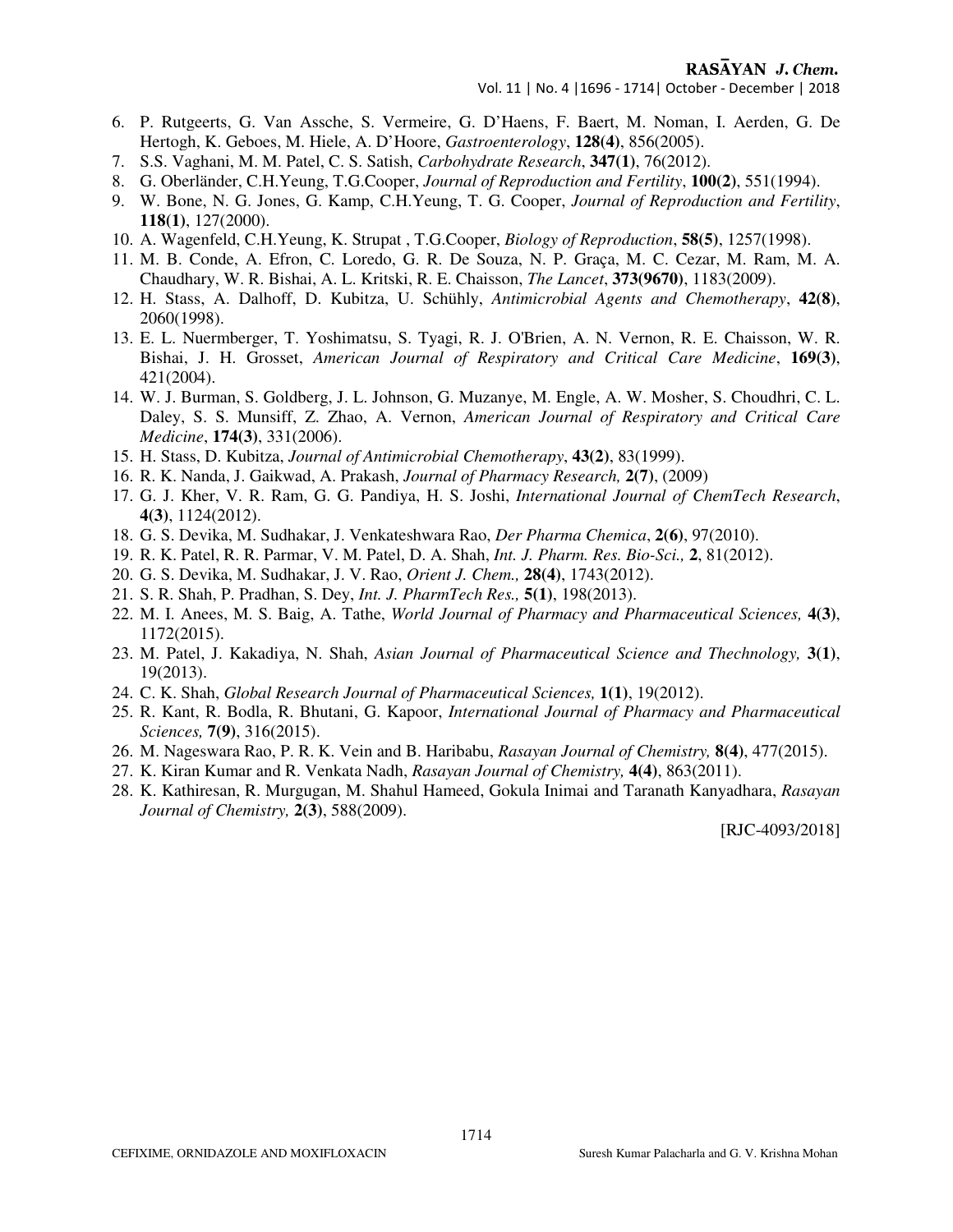6. P. Rutgeerts, G. Van Assche, S. Vermeire, G. D'Haens, F. Baert, M. Noman, I. Aerden, G. De Hertogh, K. Geboes, M. Hiele, A. D'Hoore, *Gastroenterology*, **128(4)**, 856(2005).
7. S.S. Vaghani, M. M. Patel, C. S. Satish, *Carbohydrate Research*, **347(1)**, 76(2012).
8. G. Oberländer, C.H.Yeung, T.G.Cooper, *Journal of Reproduction and Fertility*, **100(2)**, 551(1994).
9. W. Bone, N. G. Jones, G. Kamp, C.H.Yeung, T. G. Cooper, *Journal of Reproduction and Fertility*, **118(1)**, 127(2000).
10. A. Wagenfeld, C.H.Yeung, K. Strupat , T.G.Cooper, *Biology of Reproduction*, **58(5)**, 1257(1998).
11. M. B. Conde, A. Efron, C. Loredo, G. R. De Souza, N. P. Graça, M. C. Cezar, M. Ram, M. A. Chaudhary, W. R. Bishai, A. L. Kritski, R. E. Chaisson, *The Lancet*, **373(9670)**, 1183(2009).
12. H. Stass, A. Dalhoff, D. Kubitza, U. Schühly, *Antimicrobial Agents and Chemotherapy*, **42(8)**, 2060(1998).
13. E. L. Nuermberger, T. Yoshimatsu, S. Tyagi, R. J. O'Brien, A. N. Vernon, R. E. Chaisson, W. R. Bishai, J. H. Grosset, *American Journal of Respiratory and Critical Care Medicine*, **169(3)**, 421(2004).
14. W. J. Burman, S. Goldberg, J. L. Johnson, G. Muzanye, M. Engle, A. W. Mosher, S. Choudhri, C. L. Daley, S. S. Munsiff, Z. Zhao, A. Vernon, *American Journal of Respiratory and Critical Care Medicine*, **174(3)**, 331(2006).
15. H. Stass, D. Kubitza, *Journal of Antimicrobial Chemotherapy*, **43(2)**, 83(1999).
16. R. K. Nanda, J. Gaikwad, A. Prakash, *Journal of Pharmacy Research,* **2(7)**, (2009)
17. G. J. Kher, V. R. Ram, G. G. Pandiya, H. S. Joshi, *International Journal of ChemTech Research*, **4(3)**, 1124(2012).
18. G. S. Devika, M. Sudhakar, J. Venkateshwara Rao, *Der Pharma Chemica*, **2(6)**, 97(2010).
19. R. K. Patel, R. R. Parmar, V. M. Patel, D. A. Shah, *Int. J. Pharm. Res. Bio-Sci.,* **2**, 81(2012).
20. G. S. Devika, M. Sudhakar, J. V. Rao, *Orient J. Chem.,* **28(4)**, 1743(2012).
21. S. R. Shah, P. Pradhan, S. Dey, *Int. J. PharmTech Res.,* **5(1)**, 198(2013).
22. M. I. Anees, M. S. Baig, A. Tathe, *World Journal of Pharmacy and Pharmaceutical Sciences,* **4(3)**, 1172(2015).
23. M. Patel, J. Kakadiya, N. Shah, *Asian Journal of Pharmaceutical Science and Thechnology,* **3(1)**, 19(2013).
24. C. K. Shah, *Global Research Journal of Pharmaceutical Sciences,* **1(1)**, 19(2012).
25. R. Kant, R. Bodla, R. Bhutani, G. Kapoor, *International Journal of Pharmacy and Pharmaceutical Sciences,* **7(9)**, 316(2015).
26. M. Nageswara Rao, P. R. K. Vein and B. Haribabu, *Rasayan Journal of Chemistry,* **8(4)**, 477(2015).
27. K. Kiran Kumar and R. Venkata Nadh, *Rasayan Journal of Chemistry,* **4(4)**, 863(2011).
28. K. Kathiresan, R. Murgugan, M. Shahul Hameed, Gokula Inimai and Taranath Kanyadhara, *Rasayan Journal of Chemistry,* **2(3)**, 588(2009).

[RJC-4093/2018]